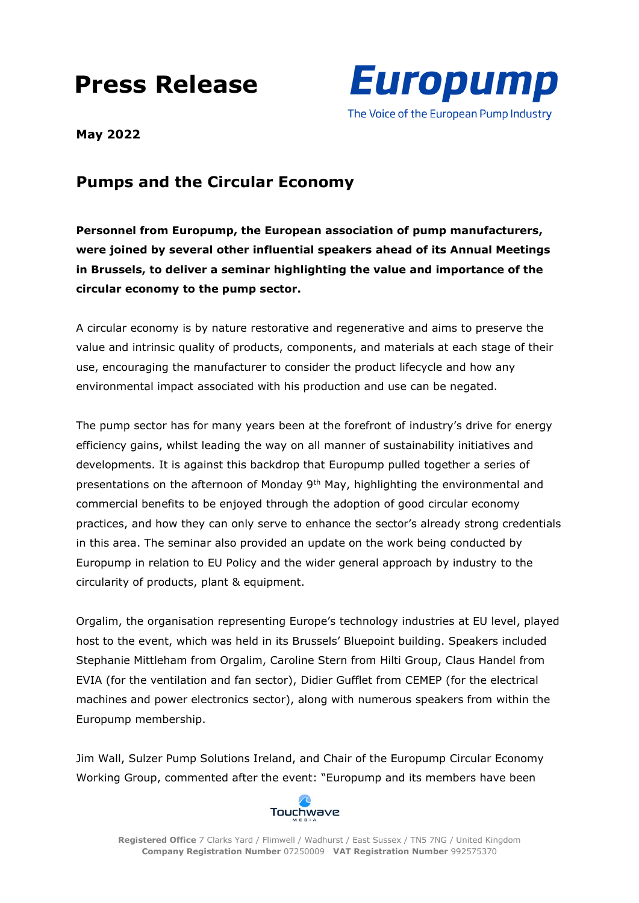# Press Release

**Europump**
The Voice of the European Pump Industry

**May 2022**

## Pumps and the Circular Economy

**Personnel from Europump, the European association of pump manufacturers, were joined by several other influential speakers ahead of its Annual Meetings in Brussels, to deliver a seminar highlighting the value and importance of the circular economy to the pump sector.**

A circular economy is by nature restorative and regenerative and aims to preserve the value and intrinsic quality of products, components, and materials at each stage of their use, encouraging the manufacturer to consider the product lifecycle and how any environmental impact associated with his production and use can be negated.

The pump sector has for many years been at the forefront of industry's drive for energy efficiency gains, whilst leading the way on all manner of sustainability initiatives and developments. It is against this backdrop that Europump pulled together a series of presentations on the afternoon of Monday 9th May, highlighting the environmental and commercial benefits to be enjoyed through the adoption of good circular economy practices, and how they can only serve to enhance the sector's already strong credentials in this area. The seminar also provided an update on the work being conducted by Europump in relation to EU Policy and the wider general approach by industry to the circularity of products, plant & equipment.

Orgalim, the organisation representing Europe's technology industries at EU level, played host to the event, which was held in its Brussels' Bluepoint building. Speakers included Stephanie Mittleham from Orgalim, Caroline Stern from Hilti Group, Claus Handel from EVIA (for the ventilation and fan sector), Didier Gufflet from CEMEP (for the electrical machines and power electronics sector), along with numerous speakers from within the Europump membership.

Jim Wall, Sulzer Pump Solutions Ireland, and Chair of the Europump Circular Economy Working Group, commented after the event: "Europump and its members have been

Touchwave Media

**Registered Office** 7 Clarks Yard / Flimwell / Wadhurst / East Sussex / TN5 7NG / United Kingdom
**Company Registration Number** 07250009 **VAT Registration Number** 992575370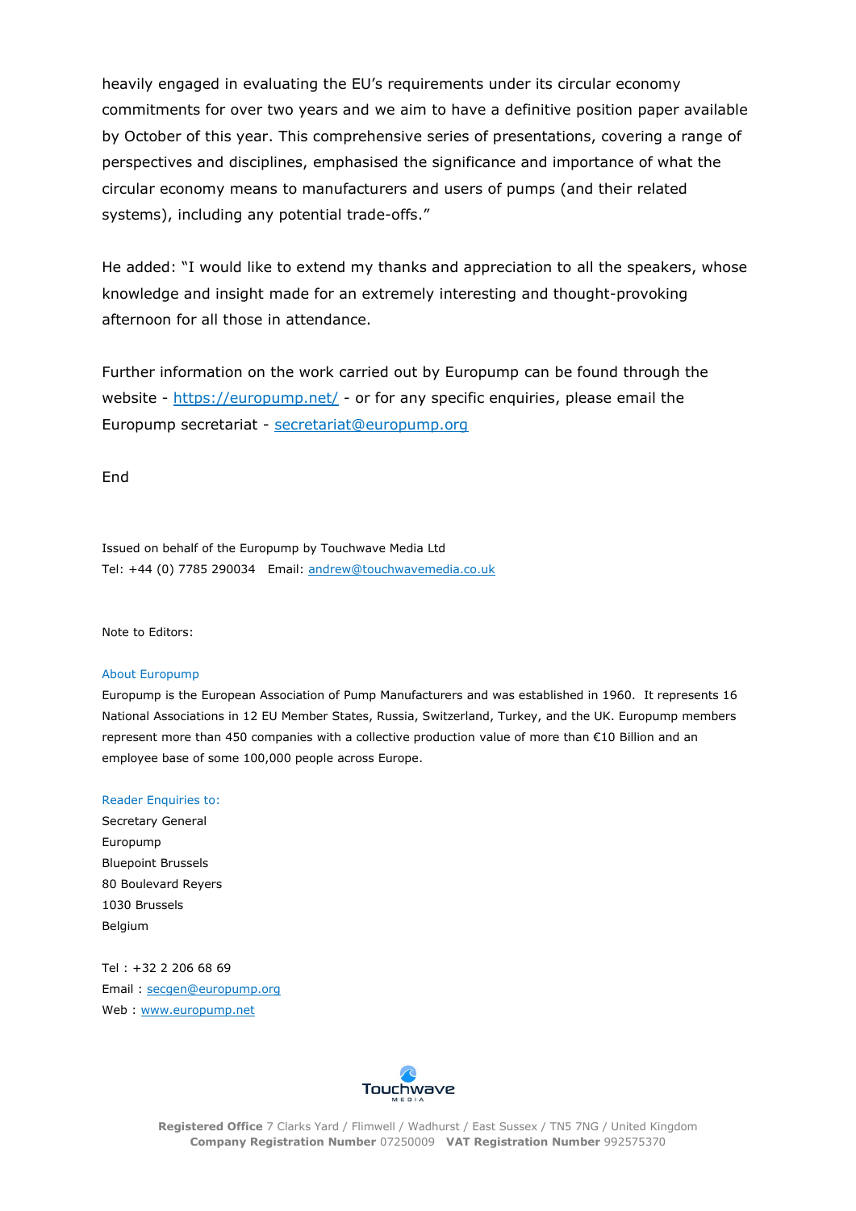heavily engaged in evaluating the EU's requirements under its circular economy commitments for over two years and we aim to have a definitive position paper available by October of this year. This comprehensive series of presentations, covering a range of perspectives and disciplines, emphasised the significance and importance of what the circular economy means to manufacturers and users of pumps (and their related systems), including any potential trade-offs."

He added: "I would like to extend my thanks and appreciation to all the speakers, whose knowledge and insight made for an extremely interesting and thought-provoking afternoon for all those in attendance.

Further information on the work carried out by Europump can be found through the website - https://europump.net/ - or for any specific enquiries, please email the Europump secretariat - secretariat@europump.org

End

Issued on behalf of the Europump by Touchwave Media Ltd
Tel: +44 (0) 7785 290034   Email: andrew@touchwavemedia.co.uk

Note to Editors:

About Europump

Europump is the European Association of Pump Manufacturers and was established in 1960. It represents 16 National Associations in 12 EU Member States, Russia, Switzerland, Turkey, and the UK. Europump members represent more than 450 companies with a collective production value of more than €10 Billion and an employee base of some 100,000 people across Europe.

Reader Enquiries to:

Secretary General
Europump
Bluepoint Brussels
80 Boulevard Reyers
1030 Brussels
Belgium

Tel : +32 2 206 68 69
Email : secgen@europump.org
Web : www.europump.net

Touchwave MEDIA

**Registered Office** 7 Clarks Yard / Flimwell / Wadhurst / East Sussex / TN5 7NG / United Kingdom
**Company Registration Number** 07250009   **VAT Registration Number** 992575370